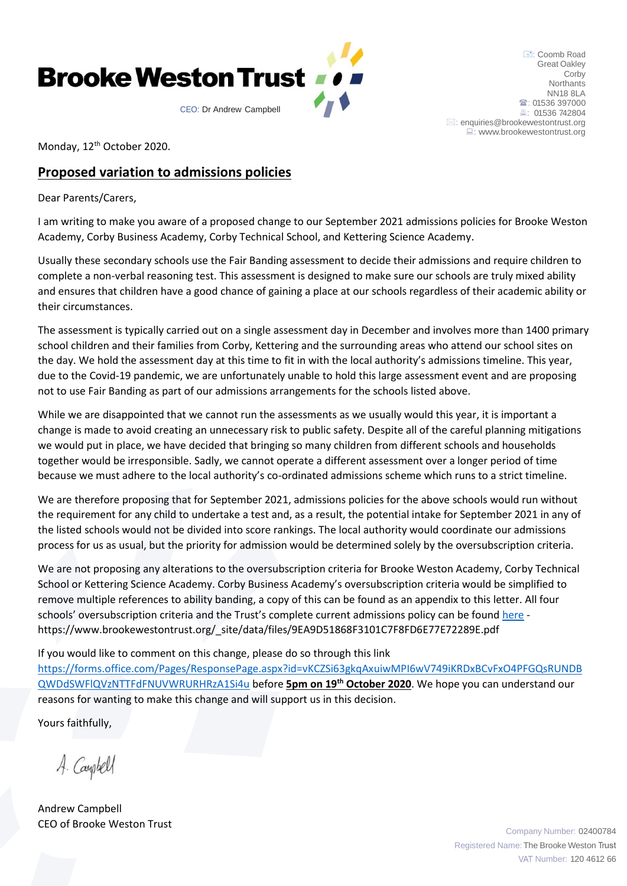**Brooke Weston Trust**

CEO: Dr Andrew Campbell

Coomb Road
Great Oakley
Corby
Northants
NN18 8LA
01536 397000
01536 742804
enquiries@brookewestontrust.org
www.brookewestontrust.org

Monday, 12th October 2020.

## Proposed variation to admissions policies

Dear Parents/Carers,

I am writing to make you aware of a proposed change to our September 2021 admissions policies for Brooke Weston Academy, Corby Business Academy, Corby Technical School, and Kettering Science Academy.

Usually these secondary schools use the Fair Banding assessment to decide their admissions and require children to complete a non-verbal reasoning test. This assessment is designed to make sure our schools are truly mixed ability and ensures that children have a good chance of gaining a place at our schools regardless of their academic ability or their circumstances.

The assessment is typically carried out on a single assessment day in December and involves more than 1400 primary school children and their families from Corby, Kettering and the surrounding areas who attend our school sites on the day. We hold the assessment day at this time to fit in with the local authority's admissions timeline. This year, due to the Covid-19 pandemic, we are unfortunately unable to hold this large assessment event and are proposing not to use Fair Banding as part of our admissions arrangements for the schools listed above.

While we are disappointed that we cannot run the assessments as we usually would this year, it is important a change is made to avoid creating an unnecessary risk to public safety. Despite all of the careful planning mitigations we would put in place, we have decided that bringing so many children from different schools and households together would be irresponsible. Sadly, we cannot operate a different assessment over a longer period of time because we must adhere to the local authority's co-ordinated admissions scheme which runs to a strict timeline.

We are therefore proposing that for September 2021, admissions policies for the above schools would run without the requirement for any child to undertake a test and, as a result, the potential intake for September 2021 in any of the listed schools would not be divided into score rankings. The local authority would coordinate our admissions process for us as usual, but the priority for admission would be determined solely by the oversubscription criteria.

We are not proposing any alterations to the oversubscription criteria for Brooke Weston Academy, Corby Technical School or Kettering Science Academy. Corby Business Academy's oversubscription criteria would be simplified to remove multiple references to ability banding, a copy of this can be found as an appendix to this letter. All four schools' oversubscription criteria and the Trust's complete current admissions policy can be found here - https://www.brookewestontrust.org/_site/data/files/9EA9D51868F3101C7F8FD6E77E72289E.pdf

If you would like to comment on this change, please do so through this link https://forms.office.com/Pages/ResponsePage.aspx?id=vKCZSi63gkqAxuiwMPI6wV749iKRDxBCvFxO4PFGQsRUNDBQWDdSWFlQVzNTTFdFNUVWRURHRzA1Si4u before **5pm on 19th October 2020**. We hope you can understand our reasons for wanting to make this change and will support us in this decision.

Yours faithfully,

A. Campbell

Andrew Campbell
CEO of Brooke Weston Trust

Company Number: 02400784
Registered Name: The Brooke Weston Trust
VAT Number: 120 4612 66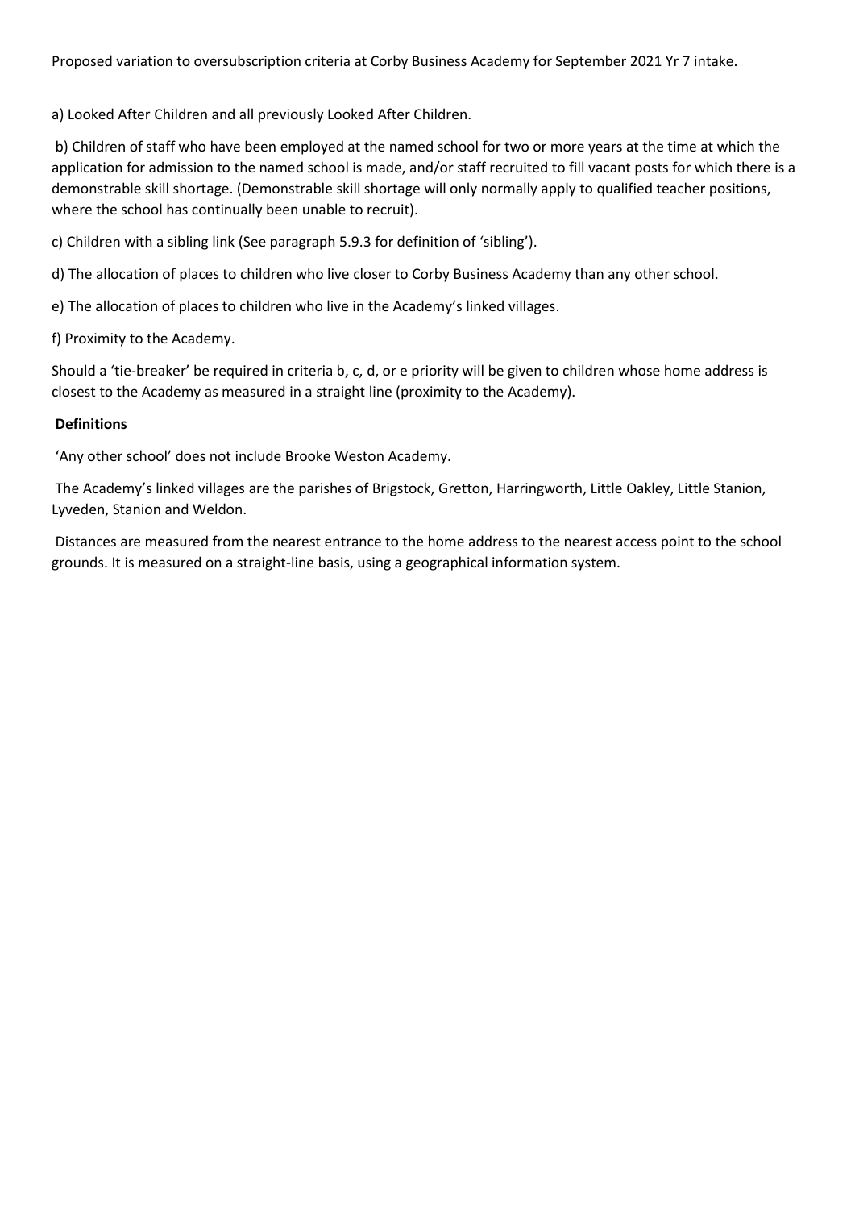Proposed variation to oversubscription criteria at Corby Business Academy for September 2021 Yr 7 intake.

a) Looked After Children and all previously Looked After Children.

b) Children of staff who have been employed at the named school for two or more years at the time at which the application for admission to the named school is made, and/or staff recruited to fill vacant posts for which there is a demonstrable skill shortage. (Demonstrable skill shortage will only normally apply to qualified teacher positions, where the school has continually been unable to recruit).

c) Children with a sibling link (See paragraph 5.9.3 for definition of 'sibling').

d) The allocation of places to children who live closer to Corby Business Academy than any other school.

e) The allocation of places to children who live in the Academy's linked villages.

f) Proximity to the Academy.

Should a 'tie-breaker' be required in criteria b, c, d, or e priority will be given to children whose home address is closest to the Academy as measured in a straight line (proximity to the Academy).

**Definitions**

'Any other school' does not include Brooke Weston Academy.

The Academy's linked villages are the parishes of Brigstock, Gretton, Harringworth, Little Oakley, Little Stanion, Lyveden, Stanion and Weldon.

Distances are measured from the nearest entrance to the home address to the nearest access point to the school grounds. It is measured on a straight-line basis, using a geographical information system.